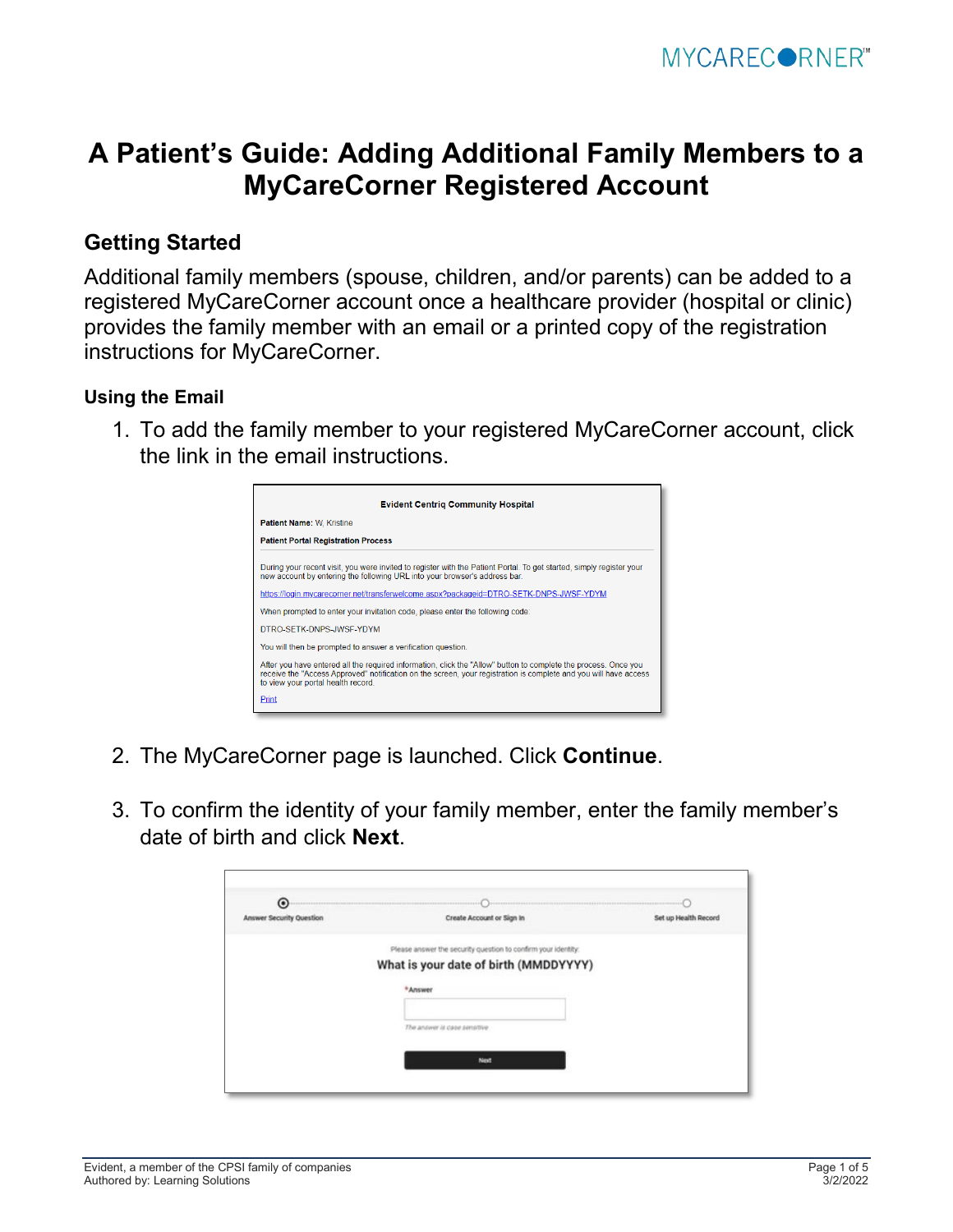# A Patient's Guide: Adding Additional Family Members to a MyCareCorner Registered Account

## Getting Started

Additional family members (spouse, children, and/or parents) can be added to a registered MyCareCorner account once a healthcare provider (hospital or clinic) provides the family member with an email or a printed copy of the registration instructions for MyCareCorner.

### Using the Email

1. To add the family member to your registered MyCareCorner account, click the link in the email instructions.

2. The MyCareCorner page is launched. Click **Continue**.

3. To confirm the identity of your family member, enter the family member's date of birth and click **Next**.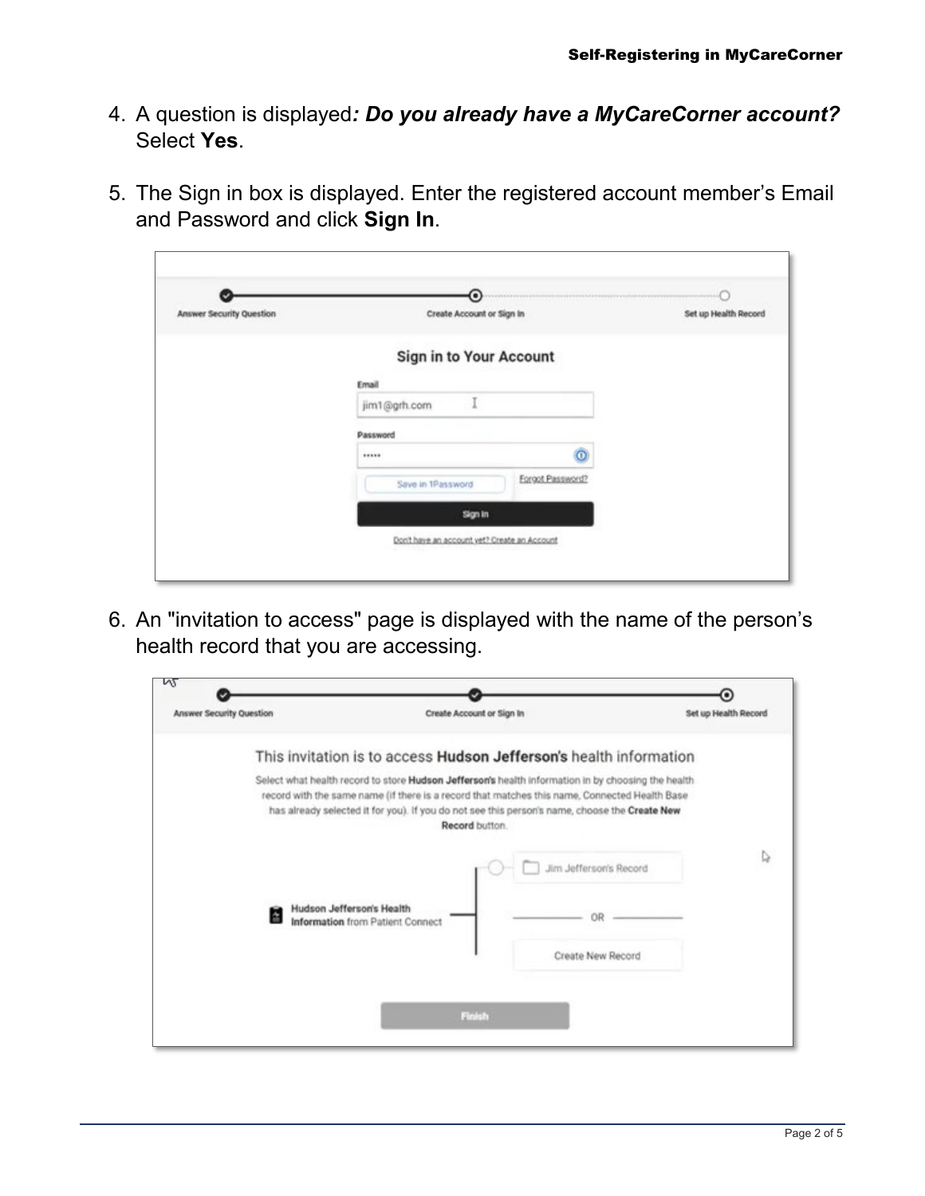4. A question is displayed***: Do you already have a MyCareCorner account?*** Select **Yes**.

5. The Sign in box is displayed. Enter the registered account member's Email and Password and click **Sign In**.

6. An "invitation to access" page is displayed with the name of the person's health record that you are accessing.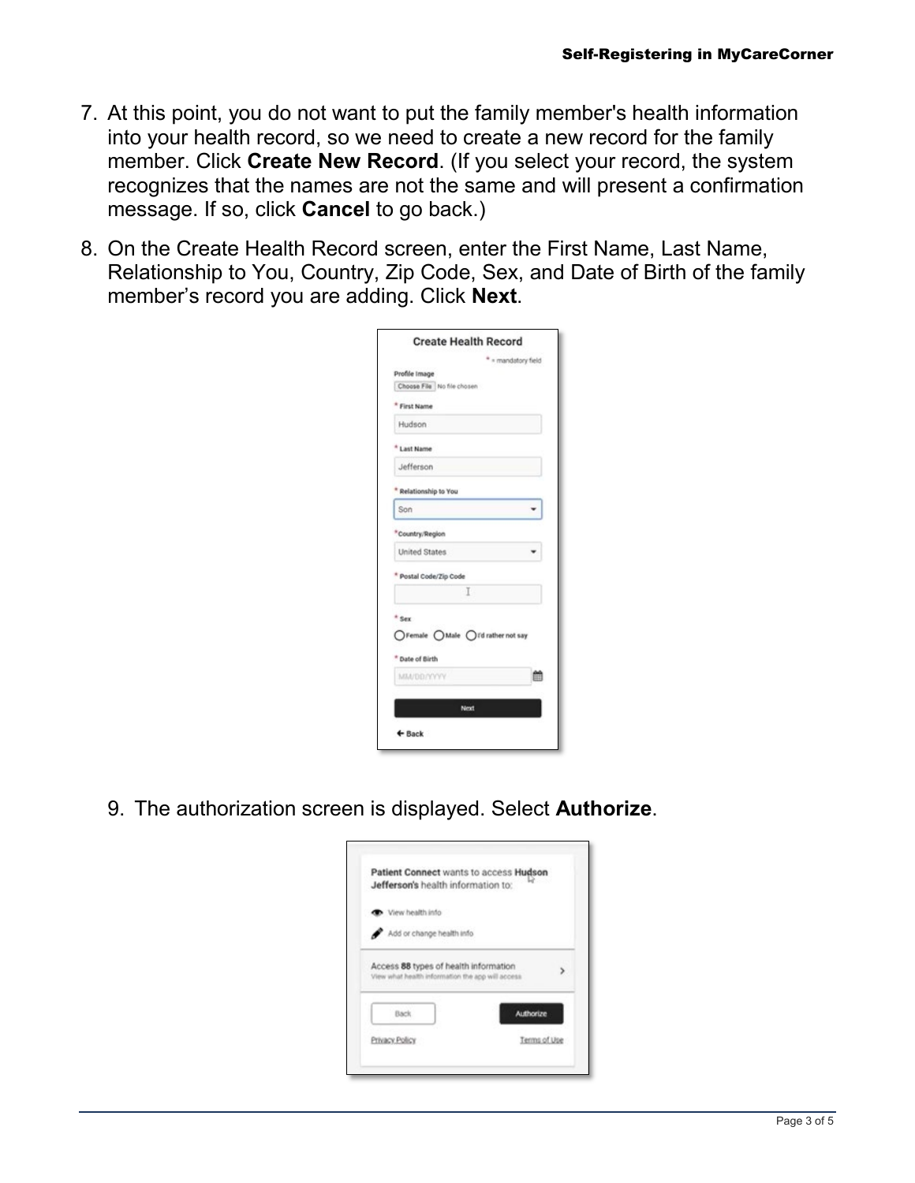7. At this point, you do not want to put the family member's health information into your health record, so we need to create a new record for the family member. Click **Create New Record**. (If you select your record, the system recognizes that the names are not the same and will present a confirmation message. If so, click **Cancel** to go back.)

8. On the Create Health Record screen, enter the First Name, Last Name, Relationship to You, Country, Zip Code, Sex, and Date of Birth of the family member's record you are adding. Click **Next**.

9. The authorization screen is displayed. Select **Authorize**.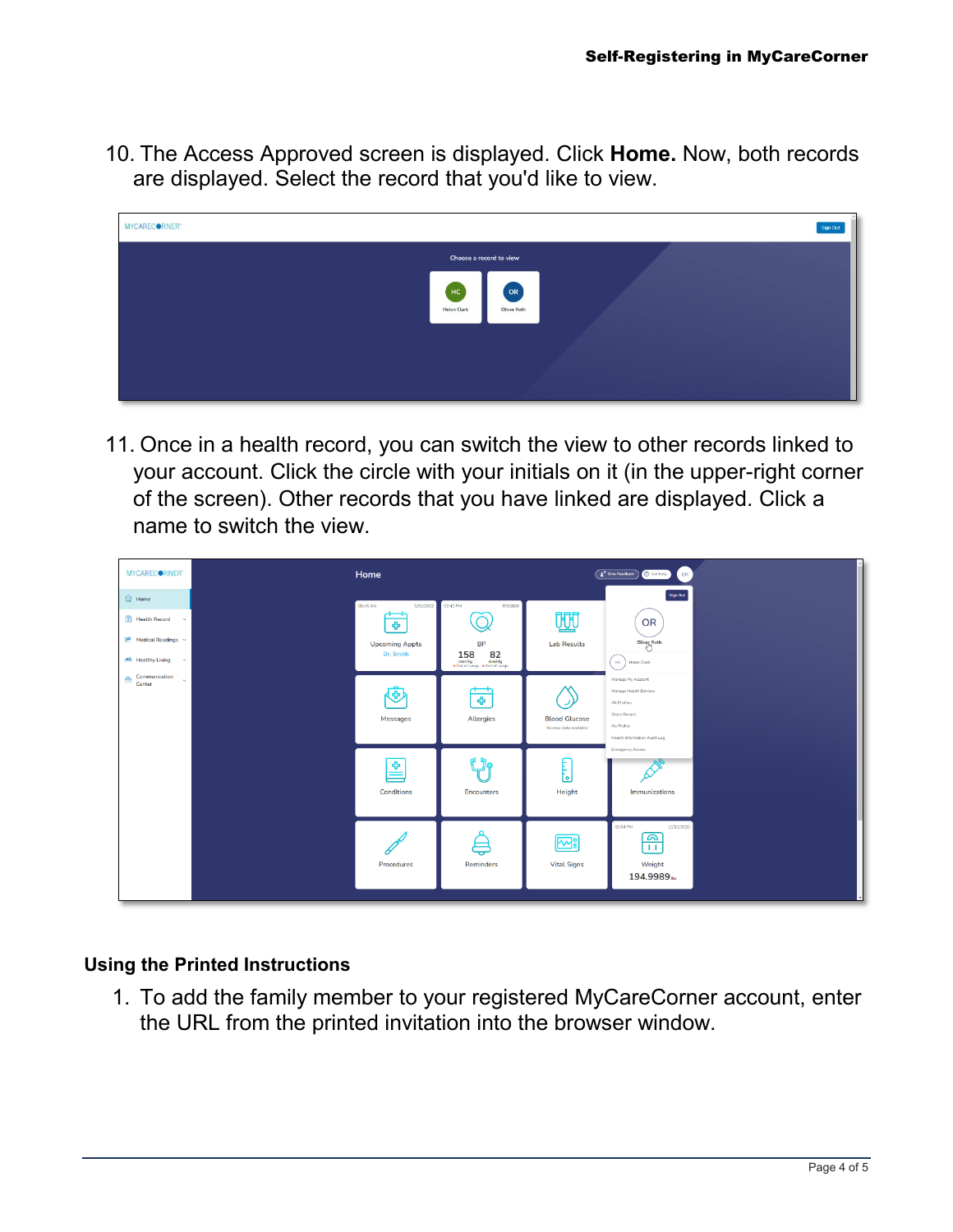10. The Access Approved screen is displayed. Click **Home.** Now, both records are displayed. Select the record that you'd like to view.

11. Once in a health record, you can switch the view to other records linked to your account. Click the circle with your initials on it (in the upper-right corner of the screen). Other records that you have linked are displayed. Click a name to switch the view.

### Using the Printed Instructions

1. To add the family member to your registered MyCareCorner account, enter the URL from the printed invitation into the browser window.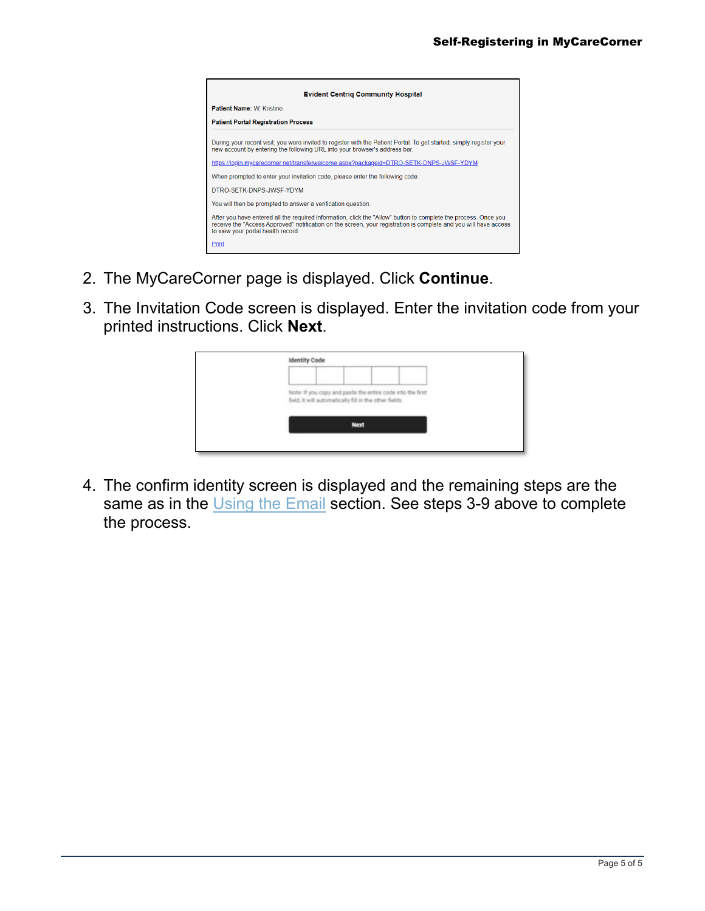**Evident Centriq Community Hospital**

**Patient Name:** W, Kristine

**Patient Portal Registration Process**

During your recent visit, you were invited to register with the Patient Portal. To get started, simply register your new account by entering the following URL into your browser's address bar

https://login.mycarecorner.net/transferwelcome.aspx?packageid=DTRO-SETK-DNPS-JWSF-YDYM

When prompted to enter your invitation code, please enter the following code:

DTRO-SETK-DNPS-JWSF-YDYM

You will then be prompted to answer a verification question.

After you have entered all the required information, click the "Allow" button to complete the process. Once you receive the "Access Approved" notification on the screen, your registration is complete and you will have access to view your portal health record.

Print

2. The MyCareCorner page is displayed. Click **Continue**.
3. The Invitation Code screen is displayed. Enter the invitation code from your printed instructions. Click **Next**.

Identity Code

Note: If you copy and paste the entire code into the first field, it will automatically fill in the other fields.

Next

4. The confirm identity screen is displayed and the remaining steps are the same as in the Using the Email section. See steps 3-9 above to complete the process.